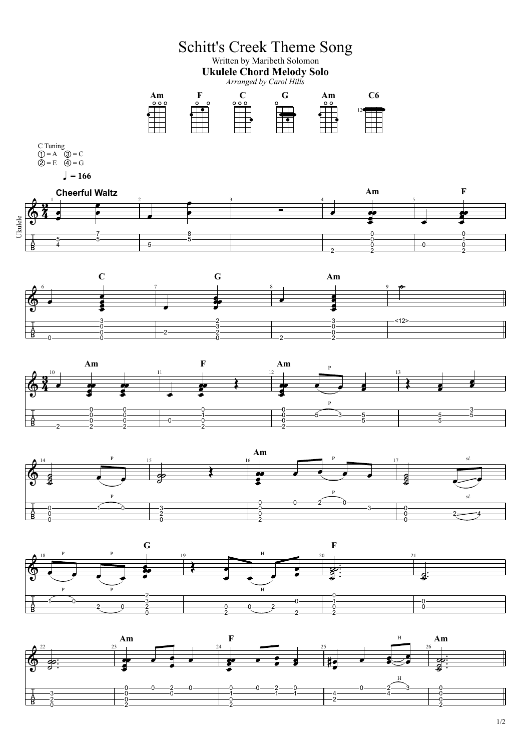# Schitt's Creek Theme Song

Written by Maribeth Solomon

**Ukulele Chord Melody Solo**

*Arranged by Carol Hills*

Am F C G Am C6

C Tuning
① = A ③ = C
② = E ④ = G

♩ = 166

**Cheerful Waltz**